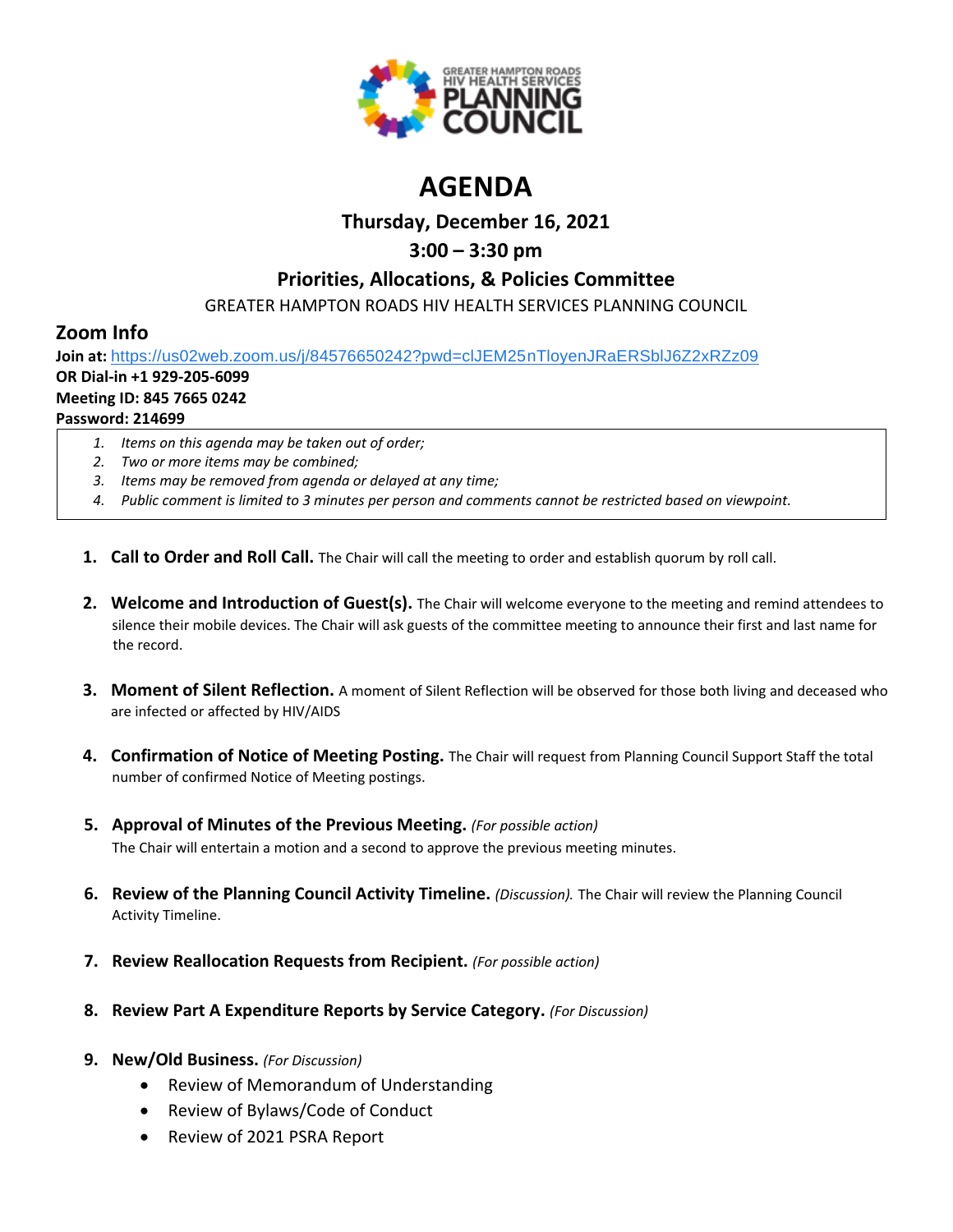# AGENDA

### Thursday, December 16, 2021

### 3:00 – 3:30 pm

### Priorities, Allocations, & Policies Committee

GREATER HAMPTON ROADS HIV HEALTH SERVICES PLANNING COUNCIL

## Zoom Info

**Join at:** https://us02web.zoom.us/j/84576650242?pwd=clJEM25nTloyenJRaERSblJ6Z2xRZz09
**OR Dial-in +1 929-205-6099**
**Meeting ID: 845 7665 0242**
**Password: 214699**

> 1. *Items on this agenda may be taken out of order;*
> 2. *Two or more items may be combined;*
> 3. *Items may be removed from agenda or delayed at any time;*
> 4. *Public comment is limited to 3 minutes per person and comments cannot be restricted based on viewpoint.*

1. **Call to Order and Roll Call.** The Chair will call the meeting to order and establish quorum by roll call.

2. **Welcome and Introduction of Guest(s).** The Chair will welcome everyone to the meeting and remind attendees to silence their mobile devices. The Chair will ask guests of the committee meeting to announce their first and last name for the record.

3. **Moment of Silent Reflection.** A moment of Silent Reflection will be observed for those both living and deceased who are infected or affected by HIV/AIDS

4. **Confirmation of Notice of Meeting Posting.** The Chair will request from Planning Council Support Staff the total number of confirmed Notice of Meeting postings.

5. **Approval of Minutes of the Previous Meeting.** *(For possible action)*
   The Chair will entertain a motion and a second to approve the previous meeting minutes.

6. **Review of the Planning Council Activity Timeline.** *(Discussion).* The Chair will review the Planning Council Activity Timeline.

7. **Review Reallocation Requests from Recipient.** *(For possible action)*

8. **Review Part A Expenditure Reports by Service Category.** *(For Discussion)*

9. **New/Old Business.** *(For Discussion)*
   - Review of Memorandum of Understanding
   - Review of Bylaws/Code of Conduct
   - Review of 2021 PSRA Report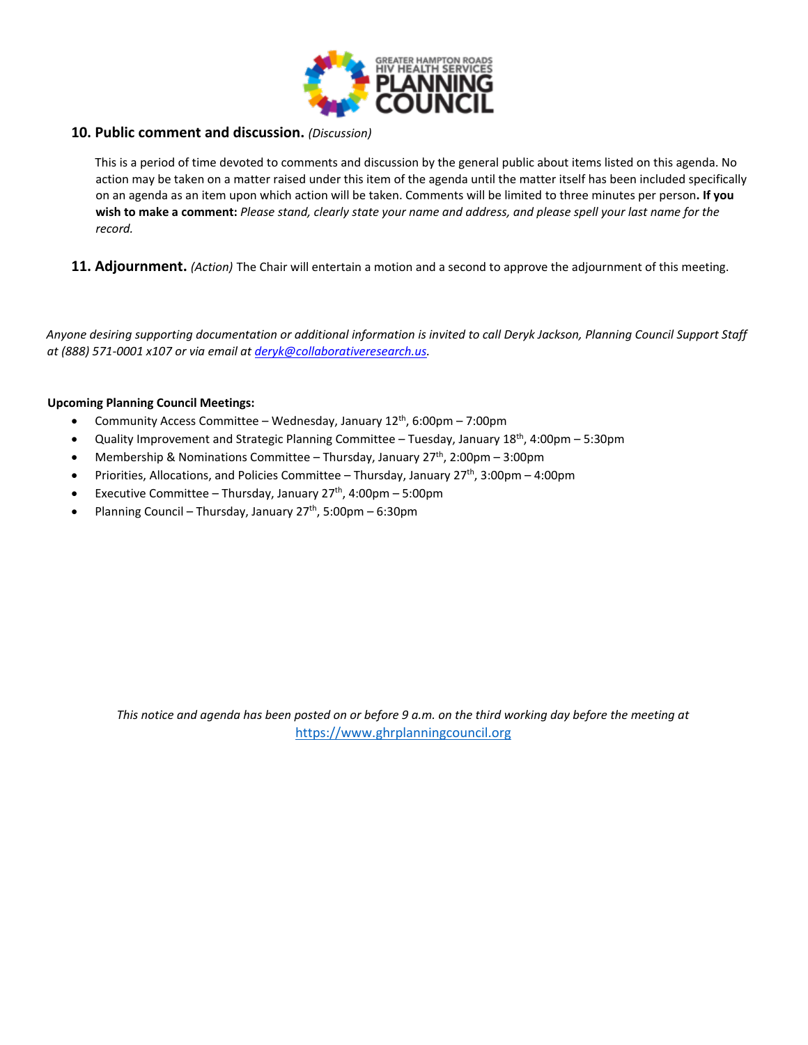**10. Public comment and discussion.** *(Discussion)*

This is a period of time devoted to comments and discussion by the general public about items listed on this agenda. No action may be taken on a matter raised under this item of the agenda until the matter itself has been included specifically on an agenda as an item upon which action will be taken. Comments will be limited to three minutes per person**. If you wish to make a comment:** *Please stand, clearly state your name and address, and please spell your last name for the record.*

**11. Adjournment.** *(Action)* The Chair will entertain a motion and a second to approve the adjournment of this meeting.

*Anyone desiring supporting documentation or additional information is invited to call Deryk Jackson, Planning Council Support Staff at (888) 571-0001 x107 or via email at deryk@collaborativeresearch.us.*

**Upcoming Planning Council Meetings:**

- Community Access Committee – Wednesday, January 12th, 6:00pm – 7:00pm
- Quality Improvement and Strategic Planning Committee – Tuesday, January 18th, 4:00pm – 5:30pm
- Membership & Nominations Committee – Thursday, January 27th, 2:00pm – 3:00pm
- Priorities, Allocations, and Policies Committee – Thursday, January 27th, 3:00pm – 4:00pm
- Executive Committee – Thursday, January 27th, 4:00pm – 5:00pm
- Planning Council – Thursday, January 27th, 5:00pm – 6:30pm

*This notice and agenda has been posted on or before 9 a.m. on the third working day before the meeting at* https://www.ghrplanningcouncil.org